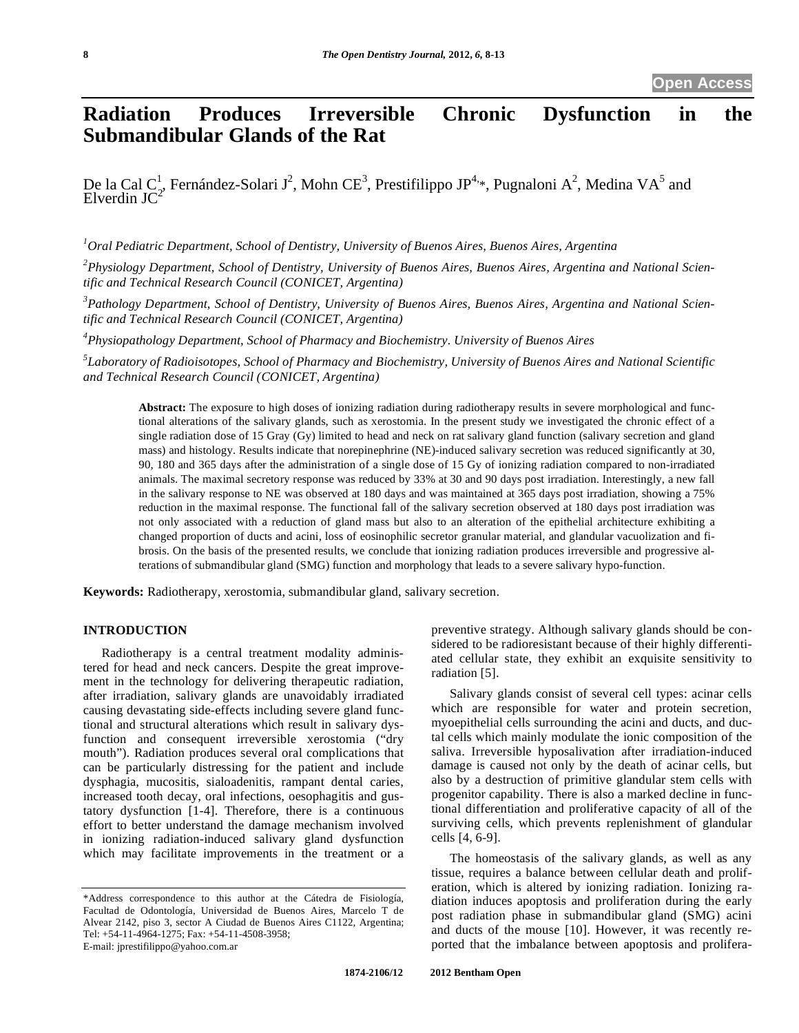Open Access

# Radiation Produces Irreversible Chronic Dysfunction in the Submandibular Glands of the Rat

De la Cal C[1], Fernández-Solari J[2], Mohn CE[3], Prestifilippo JP[4,*], Pugnaloni A[2], Medina VA[5] and Elverdin JC[2]

[1]*Oral Pediatric Department, School of Dentistry, University of Buenos Aires, Buenos Aires, Argentina*

[2]*Physiology Department, School of Dentistry, University of Buenos Aires, Buenos Aires, Argentina and National Scientific and Technical Research Council (CONICET, Argentina)*

[3]*Pathology Department, School of Dentistry, University of Buenos Aires, Buenos Aires, Argentina and National Scientific and Technical Research Council (CONICET, Argentina)*

[4]*Physiopathology Department, School of Pharmacy and Biochemistry. University of Buenos Aires*

[5]*Laboratory of Radioisotopes, School of Pharmacy and Biochemistry, University of Buenos Aires and National Scientific and Technical Research Council (CONICET, Argentina)*

**Abstract:** The exposure to high doses of ionizing radiation during radiotherapy results in severe morphological and functional alterations of the salivary glands, such as xerostomia. In the present study we investigated the chronic effect of a single radiation dose of 15 Gray (Gy) limited to head and neck on rat salivary gland function (salivary secretion and gland mass) and histology. Results indicate that norepinephrine (NE)-induced salivary secretion was reduced significantly at 30, 90, 180 and 365 days after the administration of a single dose of 15 Gy of ionizing radiation compared to non-irradiated animals. The maximal secretory response was reduced by 33% at 30 and 90 days post irradiation. Interestingly, a new fall in the salivary response to NE was observed at 180 days and was maintained at 365 days post irradiation, showing a 75% reduction in the maximal response. The functional fall of the salivary secretion observed at 180 days post irradiation was not only associated with a reduction of gland mass but also to an alteration of the epithelial architecture exhibiting a changed proportion of ducts and acini, loss of eosinophilic secretor granular material, and glandular vacuolization and fibrosis. On the basis of the presented results, we conclude that ionizing radiation produces irreversible and progressive alterations of submandibular gland (SMG) function and morphology that leads to a severe salivary hypo-function.

**Keywords:** Radiotherapy, xerostomia, submandibular gland, salivary secretion.

## INTRODUCTION

Radiotherapy is a central treatment modality administered for head and neck cancers. Despite the great improvement in the technology for delivering therapeutic radiation, after irradiation, salivary glands are unavoidably irradiated causing devastating side-effects including severe gland functional and structural alterations which result in salivary dysfunction and consequent irreversible xerostomia ("dry mouth"). Radiation produces several oral complications that can be particularly distressing for the patient and include dysphagia, mucositis, sialoadenitis, rampant dental caries, increased tooth decay, oral infections, oesophagitis and gustatory dysfunction [1-4]. Therefore, there is a continuous effort to better understand the damage mechanism involved in ionizing radiation-induced salivary gland dysfunction which may facilitate improvements in the treatment or a preventive strategy. Although salivary glands should be considered to be radioresistant because of their highly differentiated cellular state, they exhibit an exquisite sensitivity to radiation [5].

Salivary glands consist of several cell types: acinar cells which are responsible for water and protein secretion, myoepithelial cells surrounding the acini and ducts, and ductal cells which mainly modulate the ionic composition of the saliva. Irreversible hyposalivation after irradiation-induced damage is caused not only by the death of acinar cells, but also by a destruction of primitive glandular stem cells with progenitor capability. There is also a marked decline in functional differentiation and proliferative capacity of all of the surviving cells, which prevents replenishment of glandular cells [4, 6-9].

The homeostasis of the salivary glands, as well as any tissue, requires a balance between cellular death and proliferation, which is altered by ionizing radiation. Ionizing radiation induces apoptosis and proliferation during the early post radiation phase in submandibular gland (SMG) acini and ducts of the mouse [10]. However, it was recently reported that the imbalance between apoptosis and prolifera-

*Address correspondence to this author at the Cátedra de Fisiología, Facultad de Odontología, Universidad de Buenos Aires, Marcelo T de Alvear 2142, piso 3, sector A Ciudad de Buenos Aires C1122, Argentina; Tel: +54-11-4964-1275; Fax: +54-11-4508-3958; E-mail: jprestifilippo@yahoo.com.ar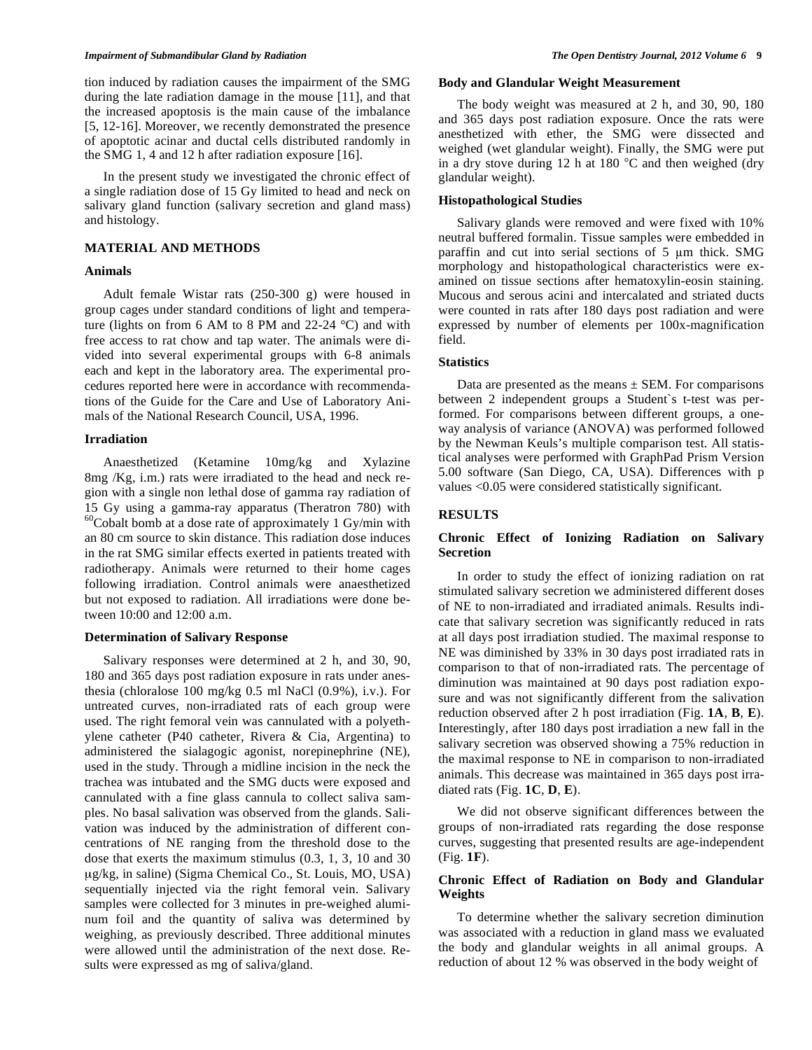tion induced by radiation causes the impairment of the SMG during the late radiation damage in the mouse [11], and that the increased apoptosis is the main cause of the imbalance [5, 12-16]. Moreover, we recently demonstrated the presence of apoptotic acinar and ductal cells distributed randomly in the SMG 1, 4 and 12 h after radiation exposure [16].

In the present study we investigated the chronic effect of a single radiation dose of 15 Gy limited to head and neck on salivary gland function (salivary secretion and gland mass) and histology.

## MATERIAL AND METHODS

### Animals

Adult female Wistar rats (250-300 g) were housed in group cages under standard conditions of light and temperature (lights on from 6 AM to 8 PM and 22-24 °C) and with free access to rat chow and tap water. The animals were divided into several experimental groups with 6-8 animals each and kept in the laboratory area. The experimental procedures reported here were in accordance with recommendations of the Guide for the Care and Use of Laboratory Animals of the National Research Council, USA, 1996.

### Irradiation

Anaesthetized (Ketamine 10mg/kg and Xylazine 8mg /Kg, i.m.) rats were irradiated to the head and neck region with a single non lethal dose of gamma ray radiation of 15 Gy using a gamma-ray apparatus (Theratron 780) with $^{60}$Cobalt bomb at a dose rate of approximately 1 Gy/min with an 80 cm source to skin distance. This radiation dose induces in the rat SMG similar effects exerted in patients treated with radiotherapy. Animals were returned to their home cages following irradiation. Control animals were anaesthetized but not exposed to radiation. All irradiations were done between 10:00 and 12:00 a.m.

### Determination of Salivary Response

Salivary responses were determined at 2 h, and 30, 90, 180 and 365 days post radiation exposure in rats under anesthesia (chloralose 100 mg/kg 0.5 ml NaCl (0.9%), i.v.). For untreated curves, non-irradiated rats of each group were used. The right femoral vein was cannulated with a polyethylene catheter (P40 catheter, Rivera & Cia, Argentina) to administered the sialagogic agonist, norepinephrine (NE), used in the study. Through a midline incision in the neck the trachea was intubated and the SMG ducts were exposed and cannulated with a fine glass cannula to collect saliva samples. No basal salivation was observed from the glands. Salivation was induced by the administration of different concentrations of NE ranging from the threshold dose to the dose that exerts the maximum stimulus (0.3, 1, 3, 10 and 30 μg/kg, in saline) (Sigma Chemical Co., St. Louis, MO, USA) sequentially injected via the right femoral vein. Salivary samples were collected for 3 minutes in pre-weighed aluminum foil and the quantity of saliva was determined by weighing, as previously described. Three additional minutes were allowed until the administration of the next dose. Results were expressed as mg of saliva/gland.

### Body and Glandular Weight Measurement

The body weight was measured at 2 h, and 30, 90, 180 and 365 days post radiation exposure. Once the rats were anesthetized with ether, the SMG were dissected and weighed (wet glandular weight). Finally, the SMG were put in a dry stove during 12 h at 180 °C and then weighed (dry glandular weight).

### Histopathological Studies

Salivary glands were removed and were fixed with 10% neutral buffered formalin. Tissue samples were embedded in paraffin and cut into serial sections of 5 μm thick. SMG morphology and histopathological characteristics were examined on tissue sections after hematoxylin-eosin staining. Mucous and serous acini and intercalated and striated ducts were counted in rats after 180 days post radiation and were expressed by number of elements per 100x-magnification field.

### Statistics

Data are presented as the means ± SEM. For comparisons between 2 independent groups a Student`s t-test was performed. For comparisons between different groups, a one-way analysis of variance (ANOVA) was performed followed by the Newman Keuls's multiple comparison test. All statistical analyses were performed with GraphPad Prism Version 5.00 software (San Diego, CA, USA). Differences with p values <0.05 were considered statistically significant.

## RESULTS

### Chronic Effect of Ionizing Radiation on Salivary Secretion

In order to study the effect of ionizing radiation on rat stimulated salivary secretion we administered different doses of NE to non-irradiated and irradiated animals. Results indicate that salivary secretion was significantly reduced in rats at all days post irradiation studied. The maximal response to NE was diminished by 33% in 30 days post irradiated rats in comparison to that of non-irradiated rats. The percentage of diminution was maintained at 90 days post radiation exposure and was not significantly different from the salivation reduction observed after 2 h post irradiation (Fig. **1A**, **B**, **E**). Interestingly, after 180 days post irradiation a new fall in the salivary secretion was observed showing a 75% reduction in the maximal response to NE in comparison to non-irradiated animals. This decrease was maintained in 365 days post irradiated rats (Fig. **1C**, **D**, **E**).

We did not observe significant differences between the groups of non-irradiated rats regarding the dose response curves, suggesting that presented results are age-independent (Fig. **1F**).

### Chronic Effect of Radiation on Body and Glandular Weights

To determine whether the salivary secretion diminution was associated with a reduction in gland mass we evaluated the body and glandular weights in all animal groups. A reduction of about 12 % was observed in the body weight of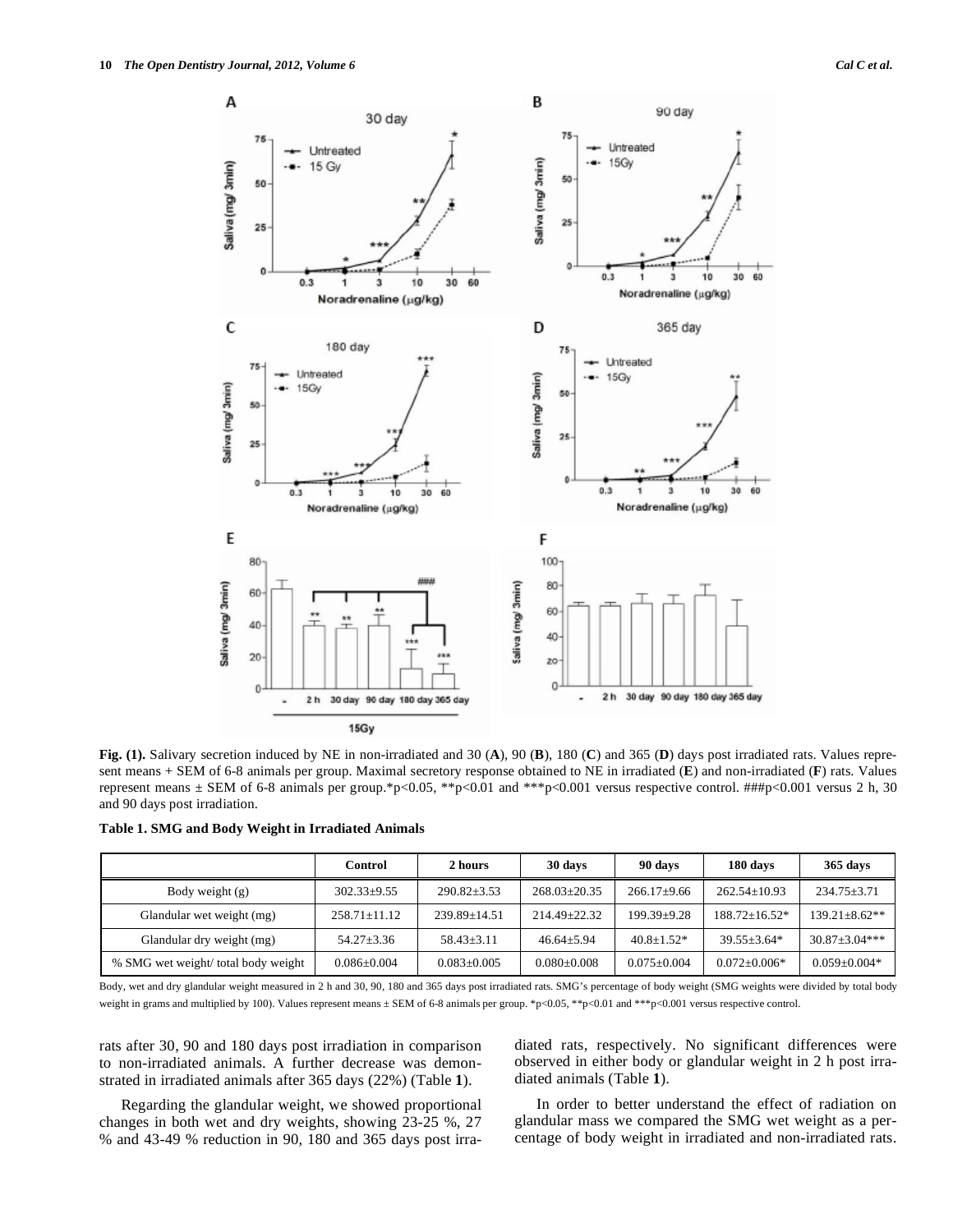**Fig. (1).** Salivary secretion induced by NE in non-irradiated and 30 (**A**), 90 (**B**), 180 (**C**) and 365 (**D**) days post irradiated rats. Values represent means + SEM of 6-8 animals per group. Maximal secretory response obtained to NE in irradiated (**E**) and non-irradiated (**F**) rats. Values represent means ± SEM of 6-8 animals per group.*p<0.05, **p<0.01 and ***p<0.001 versus respective control. ###p<0.001 versus 2 h, 30 and 90 days post irradiation.

**Table 1. SMG and Body Weight in Irradiated Animals**

| | Control | 2 hours | 30 days | 90 days | 180 days | 365 days |
|---|---|---|---|---|---|---|
| Body weight (g) | 302.33±9.55 | 290.82±3.53 | 268.03±20.35 | 266.17±9.66 | 262.54±10.93 | 234.75±3.71 |
| Glandular wet weight (mg) | 258.71±11.12 | 239.89±14.51 | 214.49±22.32 | 199.39±9.28 | 188.72±16.52* | 139.21±8.62** |
| Glandular dry weight (mg) | 54.27±3.36 | 58.43±3.11 | 46.64±5.94 | 40.8±1.52* | 39.55±3.64* | 30.87±3.04*** |
| % SMG wet weight/ total body weight | 0.086±0.004 | 0.083±0.005 | 0.080±0.008 | 0.075±0.004 | 0.072±0.006* | 0.059±0.004* |

Body, wet and dry glandular weight measured in 2 h and 30, 90, 180 and 365 days post irradiated rats. SMG's percentage of body weight (SMG weights were divided by total body weight in grams and multiplied by 100). Values represent means ± SEM of 6-8 animals per group. *p<0.05, **p<0.01 and ***p<0.001 versus respective control.

rats after 30, 90 and 180 days post irradiation in comparison to non-irradiated animals. A further decrease was demonstrated in irradiated animals after 365 days (22%) (Table **1**).

Regarding the glandular weight, we showed proportional changes in both wet and dry weights, showing 23-25 %, 27 % and 43-49 % reduction in 90, 180 and 365 days post irradiated rats, respectively. No significant differences were observed in either body or glandular weight in 2 h post irradiated animals (Table **1**).

In order to better understand the effect of radiation on glandular mass we compared the SMG wet weight as a percentage of body weight in irradiated and non-irradiated rats.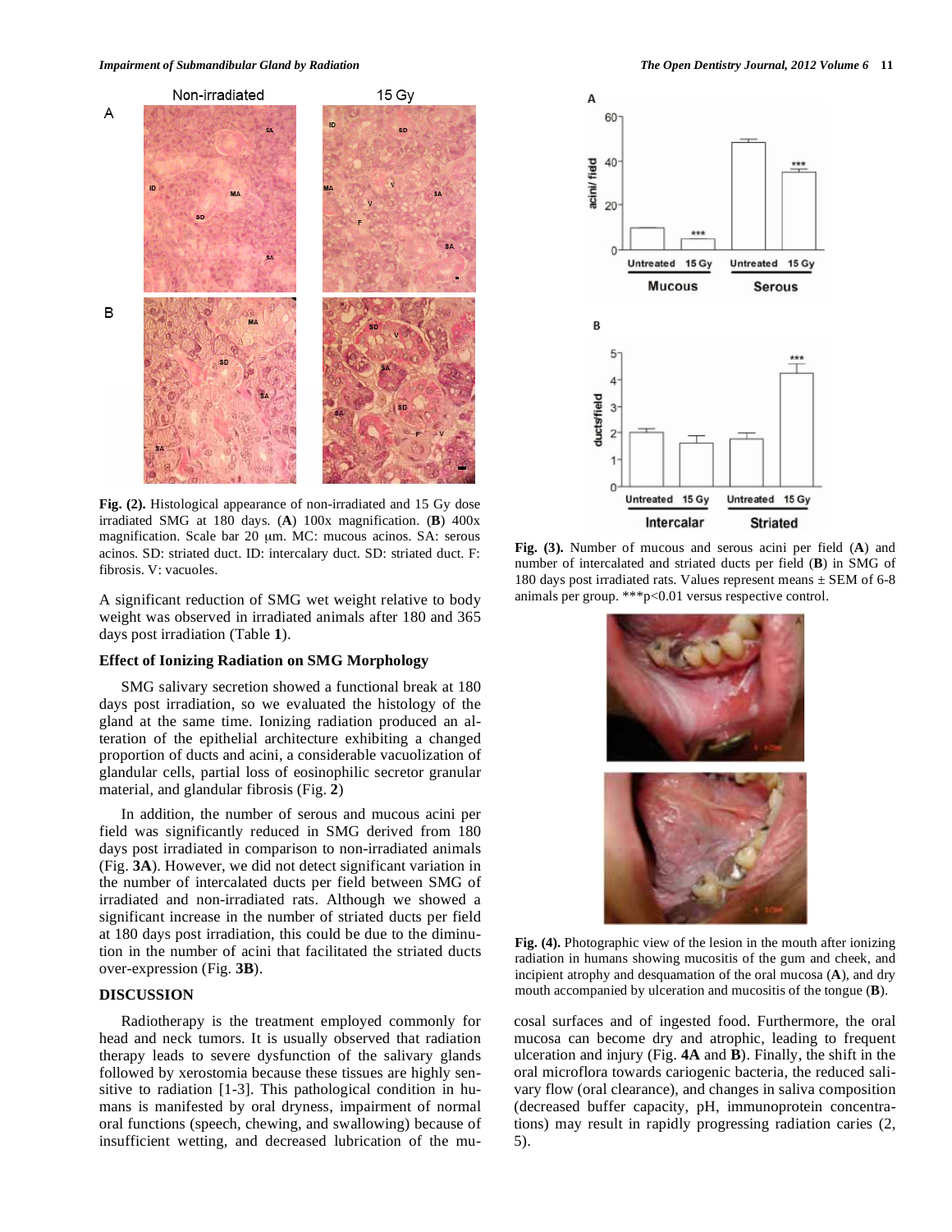**Fig. (2).** Histological appearance of non-irradiated and 15 Gy dose irradiated SMG at 180 days. (**A**) 100x magnification. (**B**) 400x magnification. Scale bar 20 μm. MC: mucous acinos. SA: serous acinos. SD: striated duct. ID: intercalary duct. SD: striated duct. F: fibrosis. V: vacuoles.

A significant reduction of SMG wet weight relative to body weight was observed in irradiated animals after 180 and 365 days post irradiation (Table **1**).

### Effect of Ionizing Radiation on SMG Morphology

SMG salivary secretion showed a functional break at 180 days post irradiation, so we evaluated the histology of the gland at the same time. Ionizing radiation produced an alteration of the epithelial architecture exhibiting a changed proportion of ducts and acini, a considerable vacuolization of glandular cells, partial loss of eosinophilic secretor granular material, and glandular fibrosis (Fig. **2**)

In addition, the number of serous and mucous acini per field was significantly reduced in SMG derived from 180 days post irradiated in comparison to non-irradiated animals (Fig. **3A**). However, we did not detect significant variation in the number of intercalated ducts per field between SMG of irradiated and non-irradiated rats. Although we showed a significant increase in the number of striated ducts per field at 180 days post irradiation, this could be due to the diminution in the number of acini that facilitated the striated ducts over-expression (Fig. **3B**).

**Fig. (3).** Number of mucous and serous acini per field (**A**) and number of intercalated and striated ducts per field (**B**) in SMG of 180 days post irradiated rats. Values represent means ± SEM of 6-8 animals per group. ***p<0.01 versus respective control.

**Fig. (4).** Photographic view of the lesion in the mouth after ionizing radiation in humans showing mucositis of the gum and cheek, and incipient atrophy and desquamation of the oral mucosa (**A**), and dry mouth accompanied by ulceration and mucositis of the tongue (**B**).

## DISCUSSION

Radiotherapy is the treatment employed commonly for head and neck tumors. It is usually observed that radiation therapy leads to severe dysfunction of the salivary glands followed by xerostomia because these tissues are highly sensitive to radiation [1-3]. This pathological condition in humans is manifested by oral dryness, impairment of normal oral functions (speech, chewing, and swallowing) because of insufficient wetting, and decreased lubrication of the mucosal surfaces and of ingested food. Furthermore, the oral mucosa can become dry and atrophic, leading to frequent ulceration and injury (Fig. **4A** and **B**). Finally, the shift in the oral microflora towards cariogenic bacteria, the reduced salivary flow (oral clearance), and changes in saliva composition (decreased buffer capacity, pH, immunoprotein concentrations) may result in rapidly progressing radiation caries (2, 5).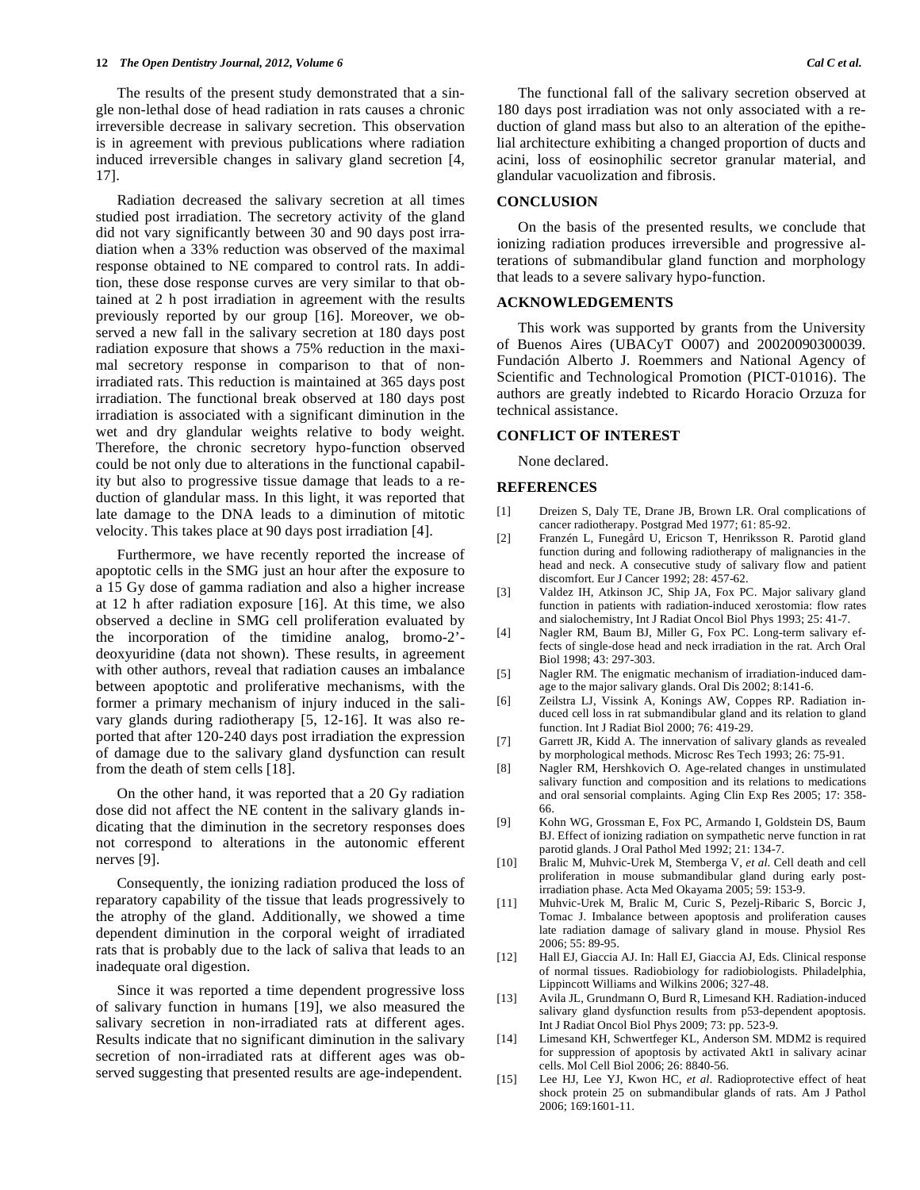The results of the present study demonstrated that a single non-lethal dose of head radiation in rats causes a chronic irreversible decrease in salivary secretion. This observation is in agreement with previous publications where radiation induced irreversible changes in salivary gland secretion [4, 17].

Radiation decreased the salivary secretion at all times studied post irradiation. The secretory activity of the gland did not vary significantly between 30 and 90 days post irradiation when a 33% reduction was observed of the maximal response obtained to NE compared to control rats. In addition, these dose response curves are very similar to that obtained at 2 h post irradiation in agreement with the results previously reported by our group [16]. Moreover, we observed a new fall in the salivary secretion at 180 days post radiation exposure that shows a 75% reduction in the maximal secretory response in comparison to that of non-irradiated rats. This reduction is maintained at 365 days post irradiation. The functional break observed at 180 days post irradiation is associated with a significant diminution in the wet and dry glandular weights relative to body weight. Therefore, the chronic secretory hypo-function observed could be not only due to alterations in the functional capability but also to progressive tissue damage that leads to a reduction of glandular mass. In this light, it was reported that late damage to the DNA leads to a diminution of mitotic velocity. This takes place at 90 days post irradiation [4].

Furthermore, we have recently reported the increase of apoptotic cells in the SMG just an hour after the exposure to a 15 Gy dose of gamma radiation and also a higher increase at 12 h after radiation exposure [16]. At this time, we also observed a decline in SMG cell proliferation evaluated by the incorporation of the timidine analog, bromo-2'-deoxyuridine (data not shown). These results, in agreement with other authors, reveal that radiation causes an imbalance between apoptotic and proliferative mechanisms, with the former a primary mechanism of injury induced in the salivary glands during radiotherapy [5, 12-16]. It was also reported that after 120-240 days post irradiation the expression of damage due to the salivary gland dysfunction can result from the death of stem cells [18].

On the other hand, it was reported that a 20 Gy radiation dose did not affect the NE content in the salivary glands indicating that the diminution in the secretory responses does not correspond to alterations in the autonomic efferent nerves [9].

Consequently, the ionizing radiation produced the loss of reparatory capability of the tissue that leads progressively to the atrophy of the gland. Additionally, we showed a time dependent diminution in the corporal weight of irradiated rats that is probably due to the lack of saliva that leads to an inadequate oral digestion.

Since it was reported a time dependent progressive loss of salivary function in humans [19], we also measured the salivary secretion in non-irradiated rats at different ages. Results indicate that no significant diminution in the salivary secretion of non-irradiated rats at different ages was observed suggesting that presented results are age-independent.

The functional fall of the salivary secretion observed at 180 days post irradiation was not only associated with a reduction of gland mass but also to an alteration of the epithelial architecture exhibiting a changed proportion of ducts and acini, loss of eosinophilic secretor granular material, and glandular vacuolization and fibrosis.

## CONCLUSION

On the basis of the presented results, we conclude that ionizing radiation produces irreversible and progressive alterations of submandibular gland function and morphology that leads to a severe salivary hypo-function.

## ACKNOWLEDGEMENTS

This work was supported by grants from the University of Buenos Aires (UBACyT O007) and 20020090300039. Fundación Alberto J. Roemmers and National Agency of Scientific and Technological Promotion (PICT-01016). The authors are greatly indebted to Ricardo Horacio Orzuza for technical assistance.

## CONFLICT OF INTEREST

None declared.

## REFERENCES

[1] Dreizen S, Daly TE, Drane JB, Brown LR. Oral complications of cancer radiotherapy. Postgrad Med 1977; 61: 85-92.

[2] Franzén L, Funegård U, Ericson T, Henriksson R. Parotid gland function during and following radiotherapy of malignancies in the head and neck. A consecutive study of salivary flow and patient discomfort. Eur J Cancer 1992; 28: 457-62.

[3] Valdez IH, Atkinson JC, Ship JA, Fox PC. Major salivary gland function in patients with radiation-induced xerostomia: flow rates and sialochemistry, Int J Radiat Oncol Biol Phys 1993; 25: 41-7.

[4] Nagler RM, Baum BJ, Miller G, Fox PC. Long-term salivary effects of single-dose head and neck irradiation in the rat. Arch Oral Biol 1998; 43: 297-303.

[5] Nagler RM. The enigmatic mechanism of irradiation-induced damage to the major salivary glands. Oral Dis 2002; 8:141-6.

[6] Zeilstra LJ, Vissink A, Konings AW, Coppes RP. Radiation induced cell loss in rat submandibular gland and its relation to gland function. Int J Radiat Biol 2000; 76: 419-29.

[7] Garrett JR, Kidd A. The innervation of salivary glands as revealed by morphological methods. Microsc Res Tech 1993; 26: 75-91.

[8] Nagler RM, Hershkovich O. Age-related changes in unstimulated salivary function and composition and its relations to medications and oral sensorial complaints. Aging Clin Exp Res 2005; 17: 358-66.

[9] Kohn WG, Grossman E, Fox PC, Armando I, Goldstein DS, Baum BJ. Effect of ionizing radiation on sympathetic nerve function in rat parotid glands. J Oral Pathol Med 1992; 21: 134-7.

[10] Bralic M, Muhvic-Urek M, Stemberga V, *et al.* Cell death and cell proliferation in mouse submandibular gland during early post-irradiation phase. Acta Med Okayama 2005; 59: 153-9.

[11] Muhvic-Urek M, Bralic M, Curic S, Pezelj-Ribaric S, Borcic J, Tomac J. Imbalance between apoptosis and proliferation causes late radiation damage of salivary gland in mouse. Physiol Res 2006; 55: 89-95.

[12] Hall EJ, Giaccia AJ. In: Hall EJ, Giaccia AJ, Eds. Clinical response of normal tissues. Radiobiology for radiobiologists. Philadelphia, Lippincott Williams and Wilkins 2006; 327-48.

[13] Avila JL, Grundmann O, Burd R, Limesand KH. Radiation-induced salivary gland dysfunction results from p53-dependent apoptosis. Int J Radiat Oncol Biol Phys 2009; 73: pp. 523-9.

[14] Limesand KH, Schwertfeger KL, Anderson SM. MDM2 is required for suppression of apoptosis by activated Akt1 in salivary acinar cells. Mol Cell Biol 2006; 26: 8840-56.

[15] Lee HJ, Lee YJ, Kwon HC, *et al.* Radioprotective effect of heat shock protein 25 on submandibular glands of rats. Am J Pathol 2006; 169:1601-11.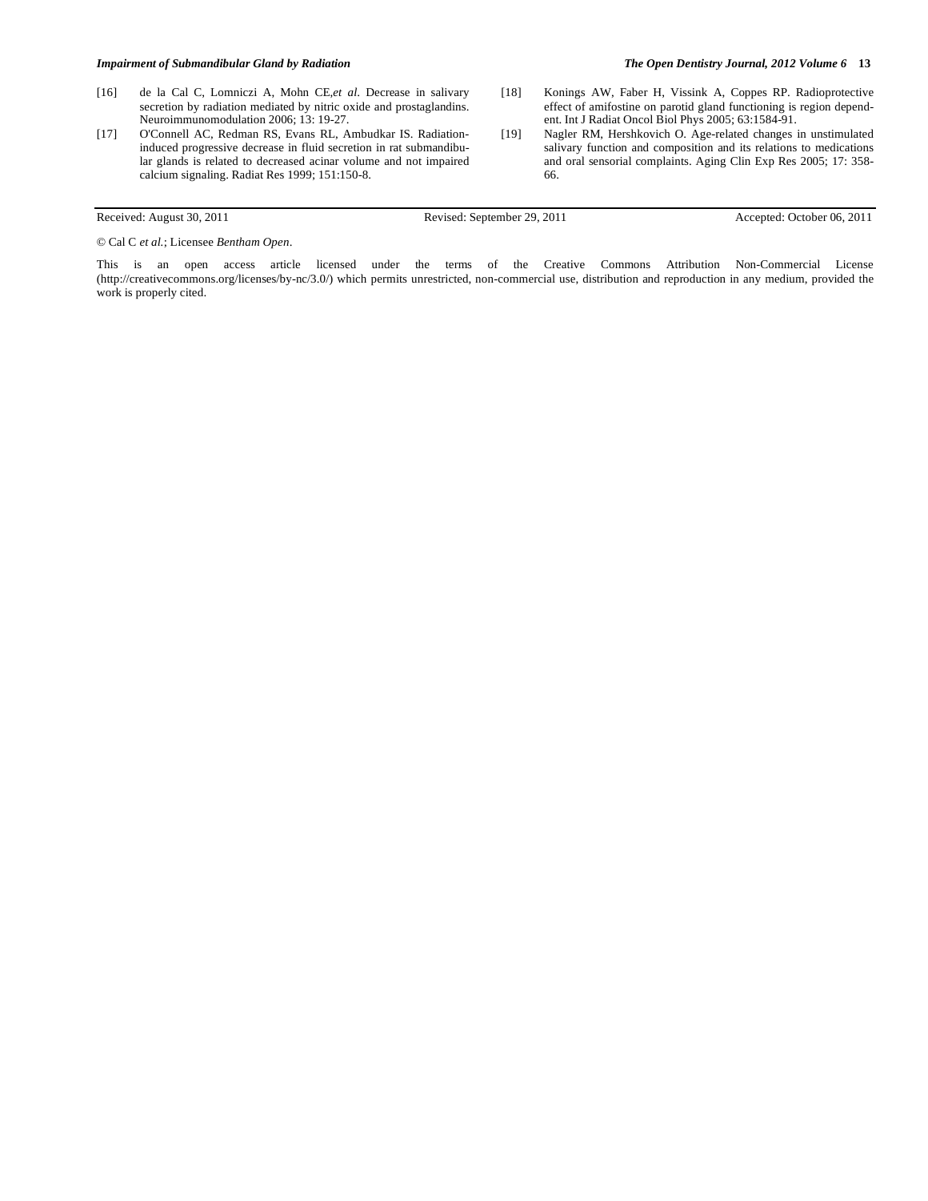[16] de la Cal C, Lomniczi A, Mohn CE,*et al*. Decrease in salivary secretion by radiation mediated by nitric oxide and prostaglandins. Neuroimmunomodulation 2006; 13: 19-27.

[17] O'Connell AC, Redman RS, Evans RL, Ambudkar IS. Radiation-induced progressive decrease in fluid secretion in rat submandibular glands is related to decreased acinar volume and not impaired calcium signaling. Radiat Res 1999; 151:150-8.

[18] Konings AW, Faber H, Vissink A, Coppes RP. Radioprotective effect of amifostine on parotid gland functioning is region dependent. Int J Radiat Oncol Biol Phys 2005; 63:1584-91.

[19] Nagler RM, Hershkovich O. Age-related changes in unstimulated salivary function and composition and its relations to medications and oral sensorial complaints. Aging Clin Exp Res 2005; 17: 358-66.

---

Received: August 30, 2011 Revised: September 29, 2011 Accepted: October 06, 2011

© Cal C *et al.*; Licensee *Bentham Open*.

This is an open access article licensed under the terms of the Creative Commons Attribution Non-Commercial License (http://creativecommons.org/licenses/by-nc/3.0/) which permits unrestricted, non-commercial use, distribution and reproduction in any medium, provided the work is properly cited.